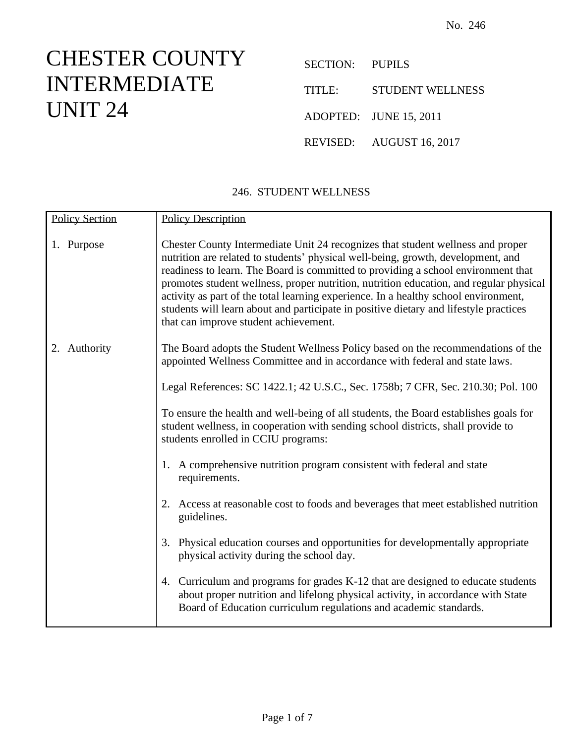No. 246

# CHESTER COUNTY INTERMEDIATE UNIT 24

SECTION: PUPILS

TITLE: STUDENT WELLNESS

ADOPTED: JUNE 15, 2011

REVISED: AUGUST 16, 2017

## 246. STUDENT WELLNESS

| Policy Section | Policy Description |
|---|---|
| 1. Purpose | Chester County Intermediate Unit 24 recognizes that student wellness and proper nutrition are related to students' physical well-being, growth, development, and readiness to learn. The Board is committed to providing a school environment that promotes student wellness, proper nutrition, nutrition education, and regular physical activity as part of the total learning experience. In a healthy school environment, students will learn about and participate in positive dietary and lifestyle practices that can improve student achievement. |
| 2. Authority | The Board adopts the Student Wellness Policy based on the recommendations of the appointed Wellness Committee and in accordance with federal and state laws.<br><br>Legal References: SC 1422.1; 42 U.S.C., Sec. 1758b; 7 CFR, Sec. 210.30; Pol. 100<br><br>To ensure the health and well-being of all students, the Board establishes goals for student wellness, in cooperation with sending school districts, shall provide to students enrolled in CCIU programs:<br><br>1. A comprehensive nutrition program consistent with federal and state requirements.<br><br>2. Access at reasonable cost to foods and beverages that meet established nutrition guidelines.<br><br>3. Physical education courses and opportunities for developmentally appropriate physical activity during the school day.<br><br>4. Curriculum and programs for grades K-12 that are designed to educate students about proper nutrition and lifelong physical activity, in accordance with State Board of Education curriculum regulations and academic standards. |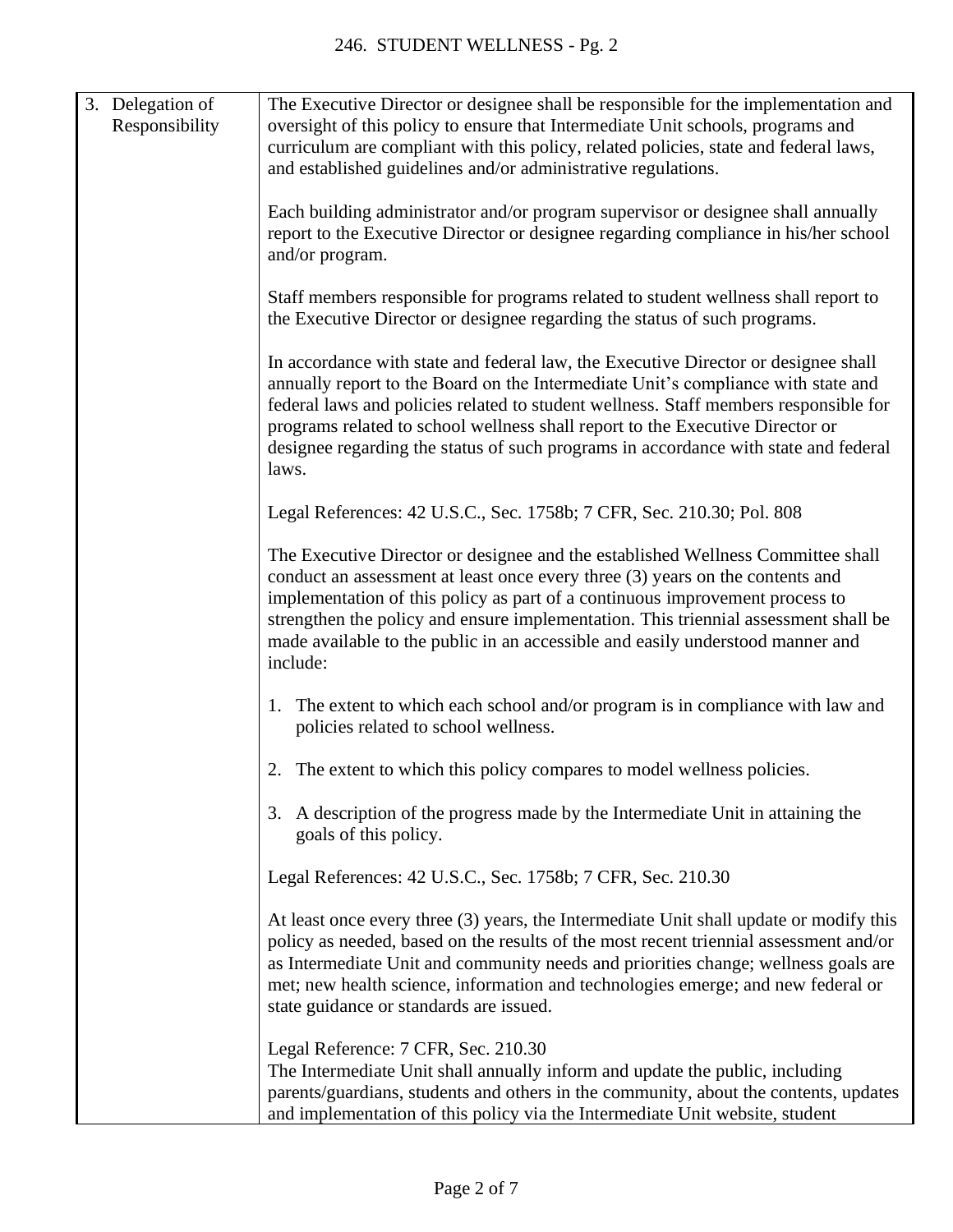| 3. Delegation of Responsibility | The Executive Director or designee shall be responsible for the implementation and oversight of this policy to ensure that Intermediate Unit schools, programs and curriculum are compliant with this policy, related policies, state and federal laws, and established guidelines and/or administrative regulations.<br><br>Each building administrator and/or program supervisor or designee shall annually report to the Executive Director or designee regarding compliance in his/her school and/or program.<br><br>Staff members responsible for programs related to student wellness shall report to the Executive Director or designee regarding the status of such programs.<br><br>In accordance with state and federal law, the Executive Director or designee shall annually report to the Board on the Intermediate Unit's compliance with state and federal laws and policies related to student wellness. Staff members responsible for programs related to school wellness shall report to the Executive Director or designee regarding the status of such programs in accordance with state and federal laws.<br><br>Legal References: 42 U.S.C., Sec. 1758b; 7 CFR, Sec. 210.30; Pol. 808<br><br>The Executive Director or designee and the established Wellness Committee shall conduct an assessment at least once every three (3) years on the contents and implementation of this policy as part of a continuous improvement process to strengthen the policy and ensure implementation. This triennial assessment shall be made available to the public in an accessible and easily understood manner and include:<br><br>1. The extent to which each school and/or program is in compliance with law and policies related to school wellness.<br><br>2. The extent to which this policy compares to model wellness policies.<br><br>3. A description of the progress made by the Intermediate Unit in attaining the goals of this policy.<br><br>Legal References: 42 U.S.C., Sec. 1758b; 7 CFR, Sec. 210.30<br><br>At least once every three (3) years, the Intermediate Unit shall update or modify this policy as needed, based on the results of the most recent triennial assessment and/or as Intermediate Unit and community needs and priorities change; wellness goals are met; new health science, information and technologies emerge; and new federal or state guidance or standards are issued.<br><br>Legal Reference: 7 CFR, Sec. 210.30<br>The Intermediate Unit shall annually inform and update the public, including parents/guardians, students and others in the community, about the contents, updates and implementation of this policy via the Intermediate Unit website, student |
|---|---|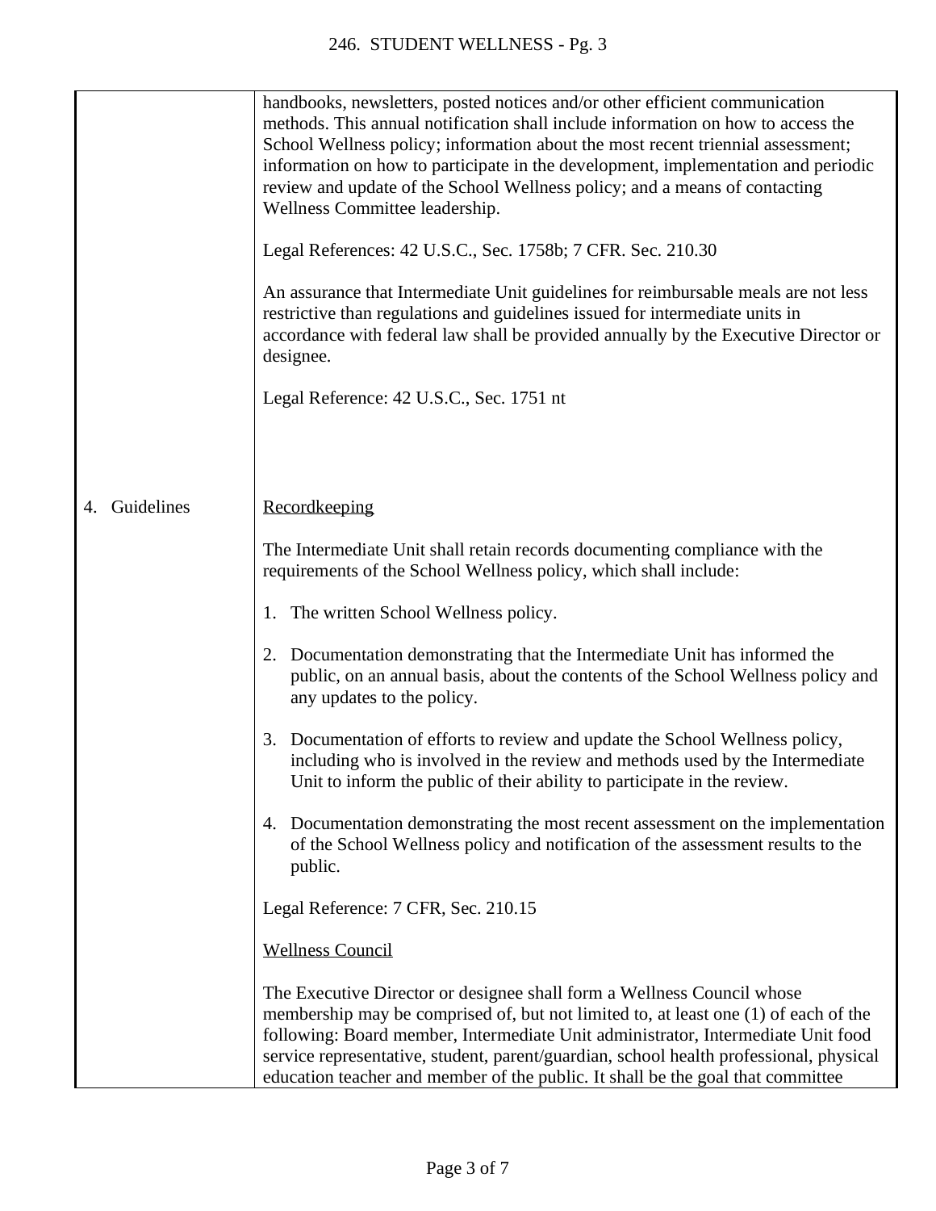handbooks, newsletters, posted notices and/or other efficient communication methods. This annual notification shall include information on how to access the School Wellness policy; information about the most recent triennial assessment; information on how to participate in the development, implementation and periodic review and update of the School Wellness policy; and a means of contacting Wellness Committee leadership.

Legal References: 42 U.S.C., Sec. 1758b; 7 CFR. Sec. 210.30

An assurance that Intermediate Unit guidelines for reimbursable meals are not less restrictive than regulations and guidelines issued for intermediate units in accordance with federal law shall be provided annually by the Executive Director or designee.

Legal Reference: 42 U.S.C., Sec. 1751 nt

## 4. Guidelines

Recordkeeping

The Intermediate Unit shall retain records documenting compliance with the requirements of the School Wellness policy, which shall include:

1. The written School Wellness policy.
2. Documentation demonstrating that the Intermediate Unit has informed the public, on an annual basis, about the contents of the School Wellness policy and any updates to the policy.
3. Documentation of efforts to review and update the School Wellness policy, including who is involved in the review and methods used by the Intermediate Unit to inform the public of their ability to participate in the review.
4. Documentation demonstrating the most recent assessment on the implementation of the School Wellness policy and notification of the assessment results to the public.

Legal Reference: 7 CFR, Sec. 210.15

Wellness Council

The Executive Director or designee shall form a Wellness Council whose membership may be comprised of, but not limited to, at least one (1) of each of the following: Board member, Intermediate Unit administrator, Intermediate Unit food service representative, student, parent/guardian, school health professional, physical education teacher and member of the public. It shall be the goal that committee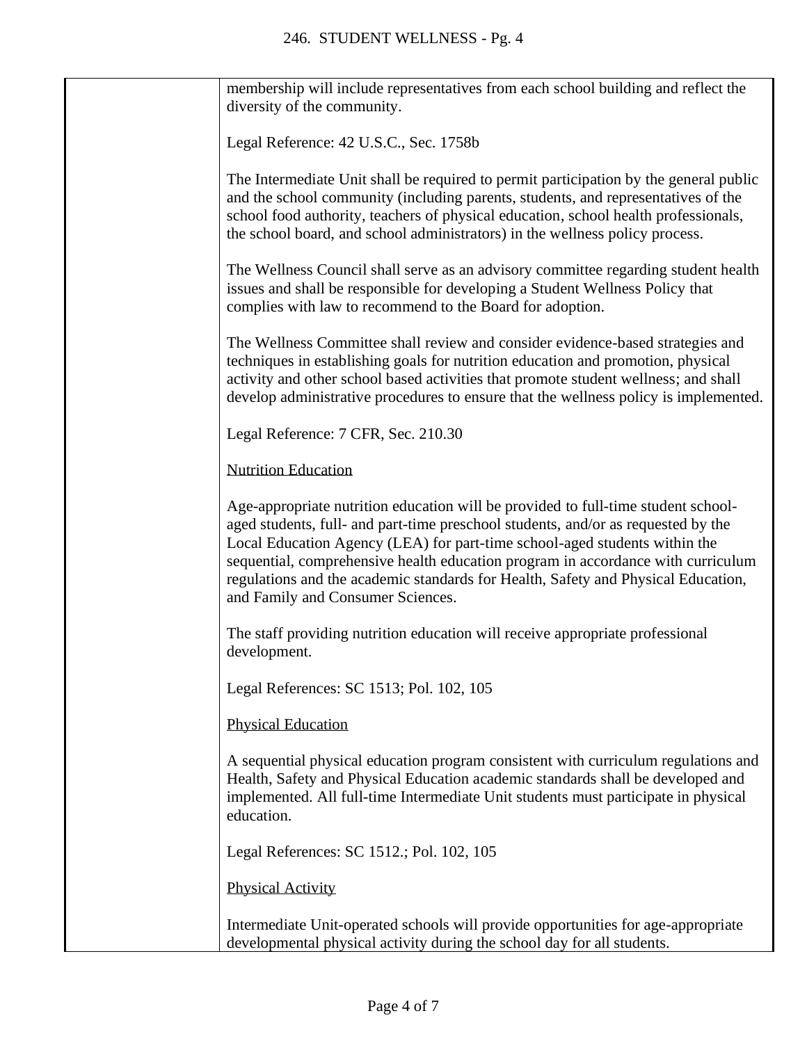membership will include representatives from each school building and reflect the diversity of the community.

Legal Reference: 42 U.S.C., Sec. 1758b

The Intermediate Unit shall be required to permit participation by the general public and the school community (including parents, students, and representatives of the school food authority, teachers of physical education, school health professionals, the school board, and school administrators) in the wellness policy process.

The Wellness Council shall serve as an advisory committee regarding student health issues and shall be responsible for developing a Student Wellness Policy that complies with law to recommend to the Board for adoption.

The Wellness Committee shall review and consider evidence-based strategies and techniques in establishing goals for nutrition education and promotion, physical activity and other school based activities that promote student wellness; and shall develop administrative procedures to ensure that the wellness policy is implemented.

Legal Reference: 7 CFR, Sec. 210.30

<u>Nutrition Education</u>

Age-appropriate nutrition education will be provided to full-time student school-aged students, full- and part-time preschool students, and/or as requested by the Local Education Agency (LEA) for part-time school-aged students within the sequential, comprehensive health education program in accordance with curriculum regulations and the academic standards for Health, Safety and Physical Education, and Family and Consumer Sciences.

The staff providing nutrition education will receive appropriate professional development.

Legal References: SC 1513; Pol. 102, 105

<u>Physical Education</u>

A sequential physical education program consistent with curriculum regulations and Health, Safety and Physical Education academic standards shall be developed and implemented. All full-time Intermediate Unit students must participate in physical education.

Legal References: SC 1512.; Pol. 102, 105

<u>Physical Activity</u>

Intermediate Unit-operated schools will provide opportunities for age-appropriate developmental physical activity during the school day for all students.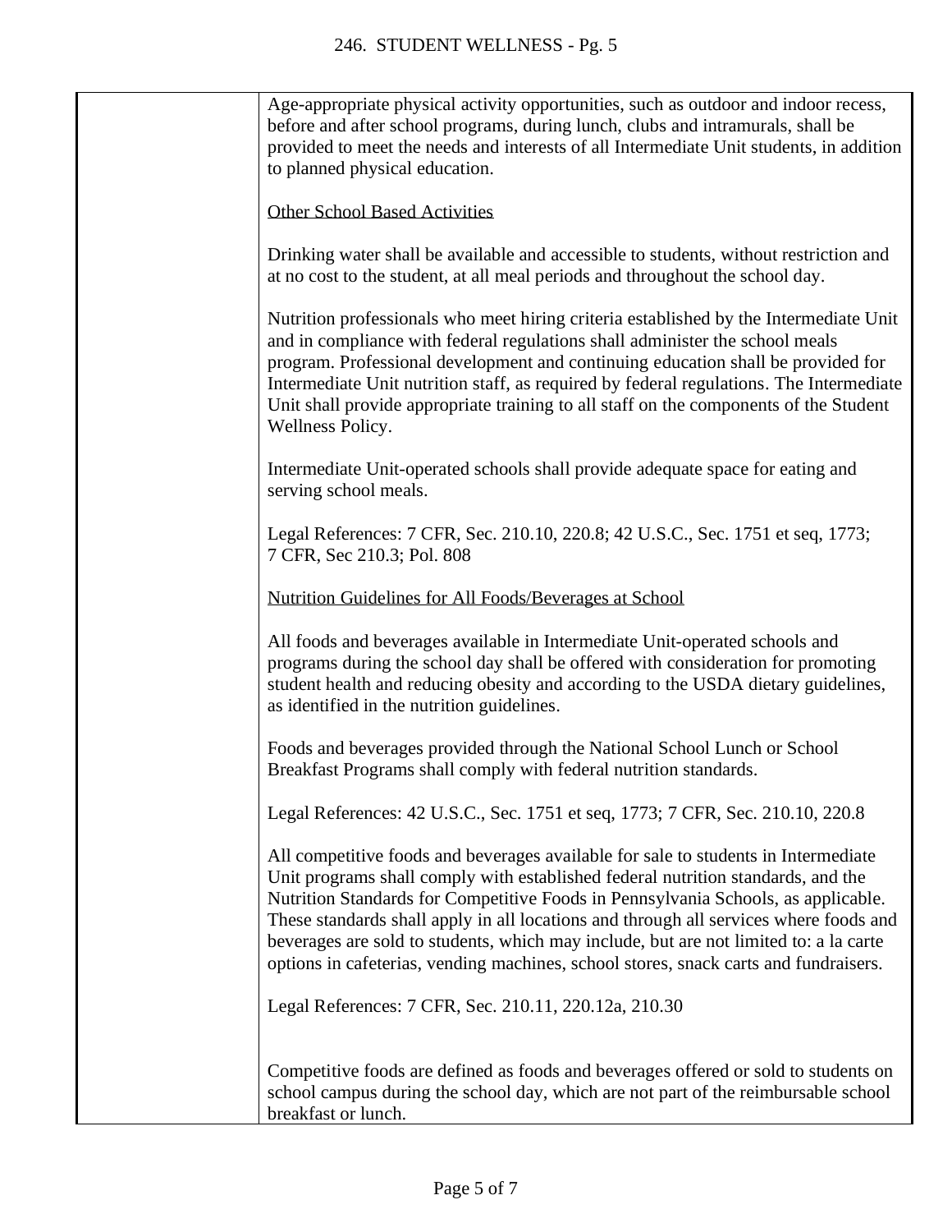Age-appropriate physical activity opportunities, such as outdoor and indoor recess, before and after school programs, during lunch, clubs and intramurals, shall be provided to meet the needs and interests of all Intermediate Unit students, in addition to planned physical education.

Other School Based Activities

Drinking water shall be available and accessible to students, without restriction and at no cost to the student, at all meal periods and throughout the school day.

Nutrition professionals who meet hiring criteria established by the Intermediate Unit and in compliance with federal regulations shall administer the school meals program. Professional development and continuing education shall be provided for Intermediate Unit nutrition staff, as required by federal regulations. The Intermediate Unit shall provide appropriate training to all staff on the components of the Student Wellness Policy.

Intermediate Unit-operated schools shall provide adequate space for eating and serving school meals.

Legal References: 7 CFR, Sec. 210.10, 220.8; 42 U.S.C., Sec. 1751 et seq, 1773; 7 CFR, Sec 210.3; Pol. 808

Nutrition Guidelines for All Foods/Beverages at School

All foods and beverages available in Intermediate Unit-operated schools and programs during the school day shall be offered with consideration for promoting student health and reducing obesity and according to the USDA dietary guidelines, as identified in the nutrition guidelines.

Foods and beverages provided through the National School Lunch or School Breakfast Programs shall comply with federal nutrition standards.

Legal References: 42 U.S.C., Sec. 1751 et seq, 1773; 7 CFR, Sec. 210.10, 220.8

All competitive foods and beverages available for sale to students in Intermediate Unit programs shall comply with established federal nutrition standards, and the Nutrition Standards for Competitive Foods in Pennsylvania Schools, as applicable. These standards shall apply in all locations and through all services where foods and beverages are sold to students, which may include, but are not limited to: a la carte options in cafeterias, vending machines, school stores, snack carts and fundraisers.

Legal References: 7 CFR, Sec. 210.11, 220.12a, 210.30

Competitive foods are defined as foods and beverages offered or sold to students on school campus during the school day, which are not part of the reimbursable school breakfast or lunch.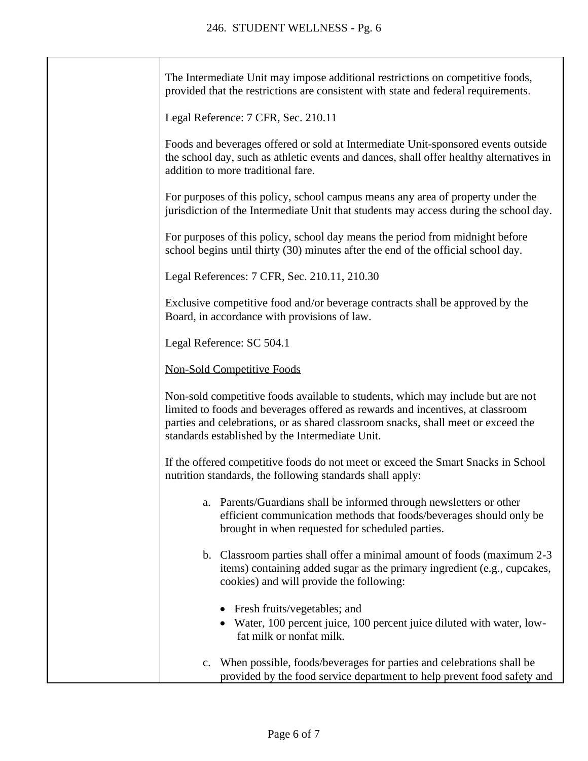The Intermediate Unit may impose additional restrictions on competitive foods, provided that the restrictions are consistent with state and federal requirements.

Legal Reference: 7 CFR, Sec. 210.11

Foods and beverages offered or sold at Intermediate Unit-sponsored events outside the school day, such as athletic events and dances, shall offer healthy alternatives in addition to more traditional fare.

For purposes of this policy, school campus means any area of property under the jurisdiction of the Intermediate Unit that students may access during the school day.

For purposes of this policy, school day means the period from midnight before school begins until thirty (30) minutes after the end of the official school day.

Legal References: 7 CFR, Sec. 210.11, 210.30

Exclusive competitive food and/or beverage contracts shall be approved by the Board, in accordance with provisions of law.

Legal Reference: SC 504.1

<u>Non-Sold Competitive Foods</u>

Non-sold competitive foods available to students, which may include but are not limited to foods and beverages offered as rewards and incentives, at classroom parties and celebrations, or as shared classroom snacks, shall meet or exceed the standards established by the Intermediate Unit.

If the offered competitive foods do not meet or exceed the Smart Snacks in School nutrition standards, the following standards shall apply:

a. Parents/Guardians shall be informed through newsletters or other efficient communication methods that foods/beverages should only be brought in when requested for scheduled parties.

b. Classroom parties shall offer a minimal amount of foods (maximum 2-3 items) containing added sugar as the primary ingredient (e.g., cupcakes, cookies) and will provide the following:

   - Fresh fruits/vegetables; and
   - Water, 100 percent juice, 100 percent juice diluted with water, low-fat milk or nonfat milk.

c. When possible, foods/beverages for parties and celebrations shall be provided by the food service department to help prevent food safety and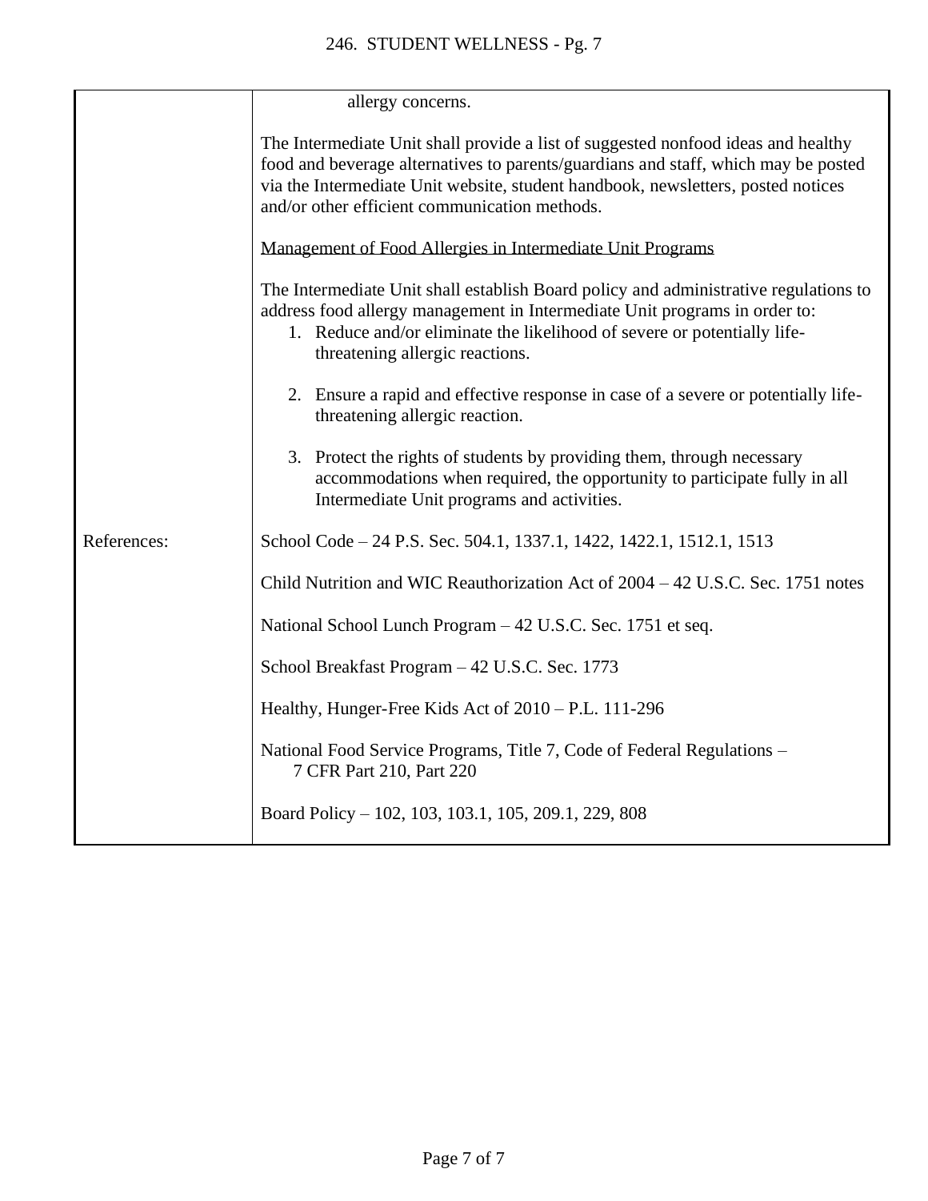allergy concerns.

The Intermediate Unit shall provide a list of suggested nonfood ideas and healthy food and beverage alternatives to parents/guardians and staff, which may be posted via the Intermediate Unit website, student handbook, newsletters, posted notices and/or other efficient communication methods.

Management of Food Allergies in Intermediate Unit Programs

The Intermediate Unit shall establish Board policy and administrative regulations to address food allergy management in Intermediate Unit programs in order to:

1. Reduce and/or eliminate the likelihood of severe or potentially life-threatening allergic reactions.

2. Ensure a rapid and effective response in case of a severe or potentially life-threatening allergic reaction.

3. Protect the rights of students by providing them, through necessary accommodations when required, the opportunity to participate fully in all Intermediate Unit programs and activities.

References:

School Code – 24 P.S. Sec. 504.1, 1337.1, 1422, 1422.1, 1512.1, 1513

Child Nutrition and WIC Reauthorization Act of 2004 – 42 U.S.C. Sec. 1751 notes

National School Lunch Program – 42 U.S.C. Sec. 1751 et seq.

School Breakfast Program – 42 U.S.C. Sec. 1773

Healthy, Hunger-Free Kids Act of 2010 – P.L. 111-296

National Food Service Programs, Title 7, Code of Federal Regulations – 7 CFR Part 210, Part 220

Board Policy – 102, 103, 103.1, 105, 209.1, 229, 808